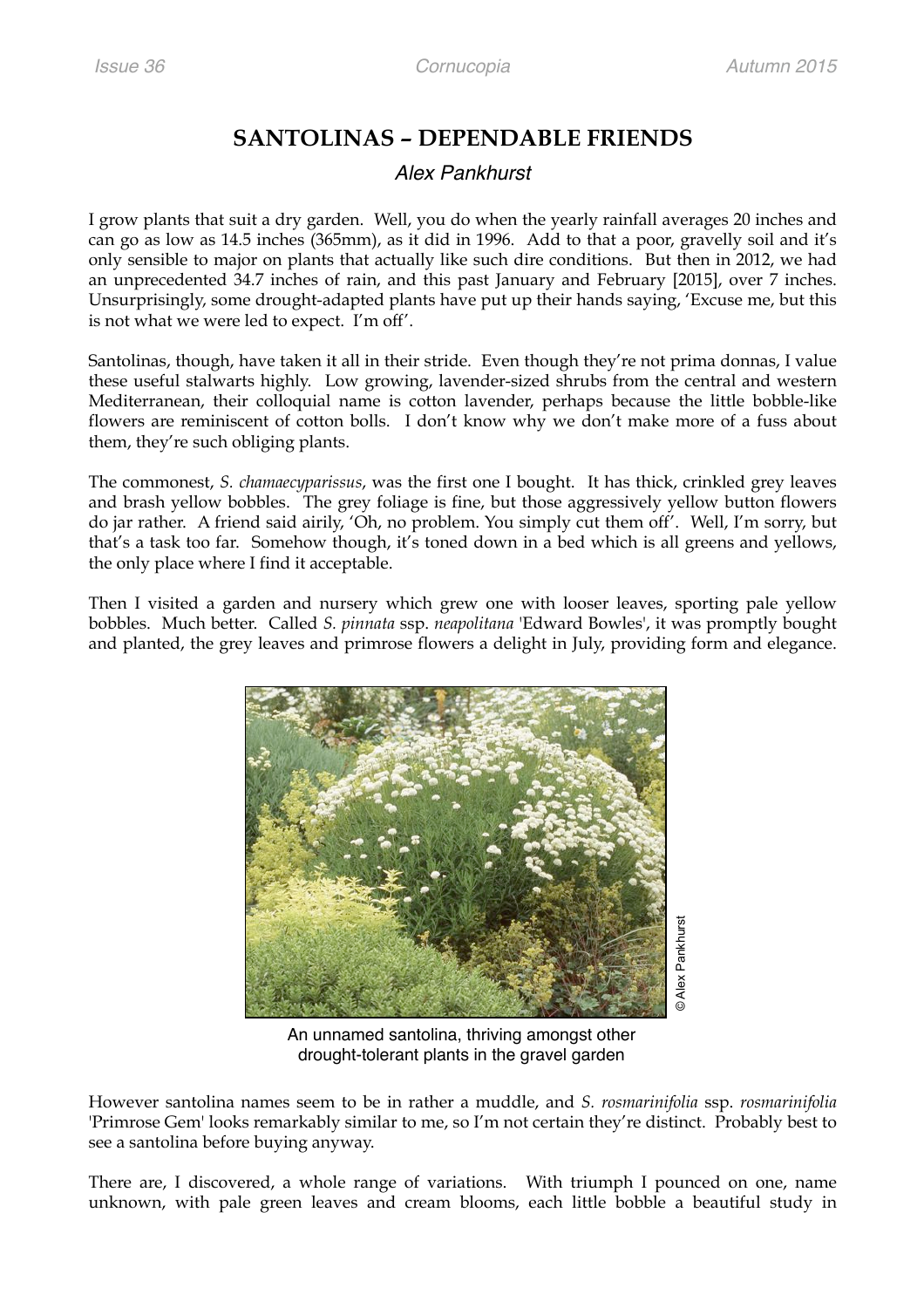# SANTOLINAS – DEPENDABLE FRIENDS

*Alex Pankhurst*

I grow plants that suit a dry garden. Well, you do when the yearly rainfall averages 20 inches and can go as low as 14.5 inches (365mm), as it did in 1996. Add to that a poor, gravelly soil and it's only sensible to major on plants that actually like such dire conditions. But then in 2012, we had an unprecedented 34.7 inches of rain, and this past January and February [2015], over 7 inches. Unsurprisingly, some drought-adapted plants have put up their hands saying, 'Excuse me, but this is not what we were led to expect. I'm off'.

Santolinas, though, have taken it all in their stride. Even though they're not prima donnas, I value these useful stalwarts highly. Low growing, lavender-sized shrubs from the central and western Mediterranean, their colloquial name is cotton lavender, perhaps because the little bobble-like flowers are reminiscent of cotton bolls. I don't know why we don't make more of a fuss about them, they're such obliging plants.

The commonest, *S. chamaecyparissus*, was the first one I bought. It has thick, crinkled grey leaves and brash yellow bobbles. The grey foliage is fine, but those aggressively yellow button flowers do jar rather. A friend said airily, 'Oh, no problem. You simply cut them off'. Well, I'm sorry, but that's a task too far. Somehow though, it's toned down in a bed which is all greens and yellows, the only place where I find it acceptable.

Then I visited a garden and nursery which grew one with looser leaves, sporting pale yellow bobbles. Much better. Called *S. pinnata* ssp. *neapolitana* 'Edward Bowles', it was promptly bought and planted, the grey leaves and primrose flowers a delight in July, providing form and elegance.

© Alex Pankhurst

An unnamed santolina, thriving amongst other drought-tolerant plants in the gravel garden

However santolina names seem to be in rather a muddle, and *S. rosmarinifolia* ssp. *rosmarinifolia* 'Primrose Gem' looks remarkably similar to me, so I'm not certain they're distinct. Probably best to see a santolina before buying anyway.

There are, I discovered, a whole range of variations. With triumph I pounced on one, name unknown, with pale green leaves and cream blooms, each little bobble a beautiful study in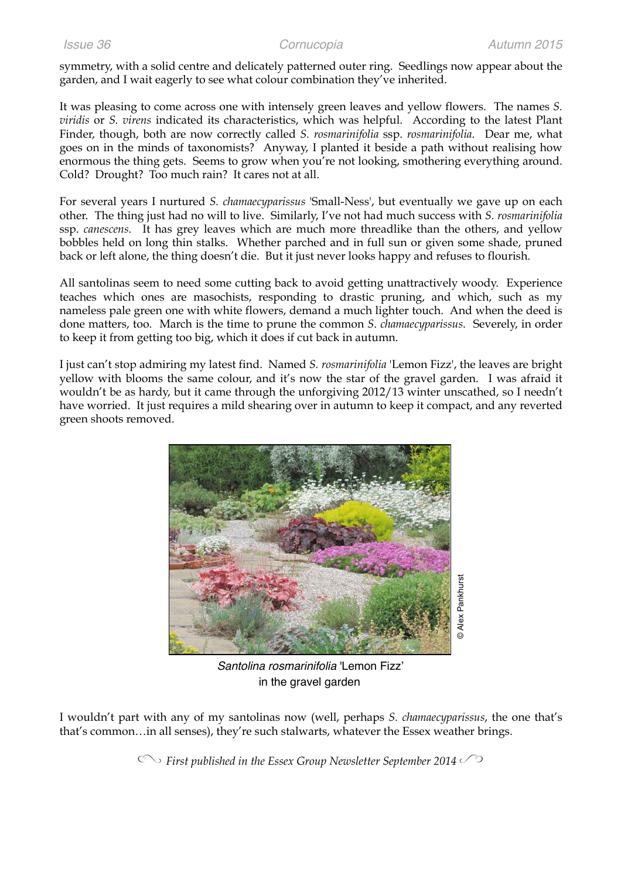symmetry, with a solid centre and delicately patterned outer ring. Seedlings now appear about the garden, and I wait eagerly to see what colour combination they've inherited.

It was pleasing to come across one with intensely green leaves and yellow flowers. The names *S. viridis* or *S. virens* indicated its characteristics, which was helpful. According to the latest Plant Finder, though, both are now correctly called *S. rosmarinifolia* ssp. *rosmarinifolia*. Dear me, what goes on in the minds of taxonomists? Anyway, I planted it beside a path without realising how enormous the thing gets. Seems to grow when you're not looking, smothering everything around. Cold? Drought? Too much rain? It cares not at all.

For several years I nurtured *S. chamaecyparissus* 'Small-Ness', but eventually we gave up on each other. The thing just had no will to live. Similarly, I've not had much success with *S. rosmarinifolia* ssp. *canescens*. It has grey leaves which are much more threadlike than the others, and yellow bobbles held on long thin stalks. Whether parched and in full sun or given some shade, pruned back or left alone, the thing doesn't die. But it just never looks happy and refuses to flourish.

All santolinas seem to need some cutting back to avoid getting unattractively woody. Experience teaches which ones are masochists, responding to drastic pruning, and which, such as my nameless pale green one with white flowers, demand a much lighter touch. And when the deed is done matters, too. March is the time to prune the common *S. chamaecyparissus*. Severely, in order to keep it from getting too big, which it does if cut back in autumn.

I just can't stop admiring my latest find. Named *S. rosmarinifolia* 'Lemon Fizz', the leaves are bright yellow with blooms the same colour, and it's now the star of the gravel garden. I was afraid it wouldn't be as hardy, but it came through the unforgiving 2012/13 winter unscathed, so I needn't have worried. It just requires a mild shearing over in autumn to keep it compact, and any reverted green shoots removed.

© Alex Pankhurst

*Santolina rosmarinifolia* 'Lemon Fizz' in the gravel garden

I wouldn't part with any of my santolinas now (well, perhaps *S. chamaecyparissus*, the one that's that's common…in all senses), they're such stalwarts, whatever the Essex weather brings.

*First published in the Essex Group Newsletter September 2014*